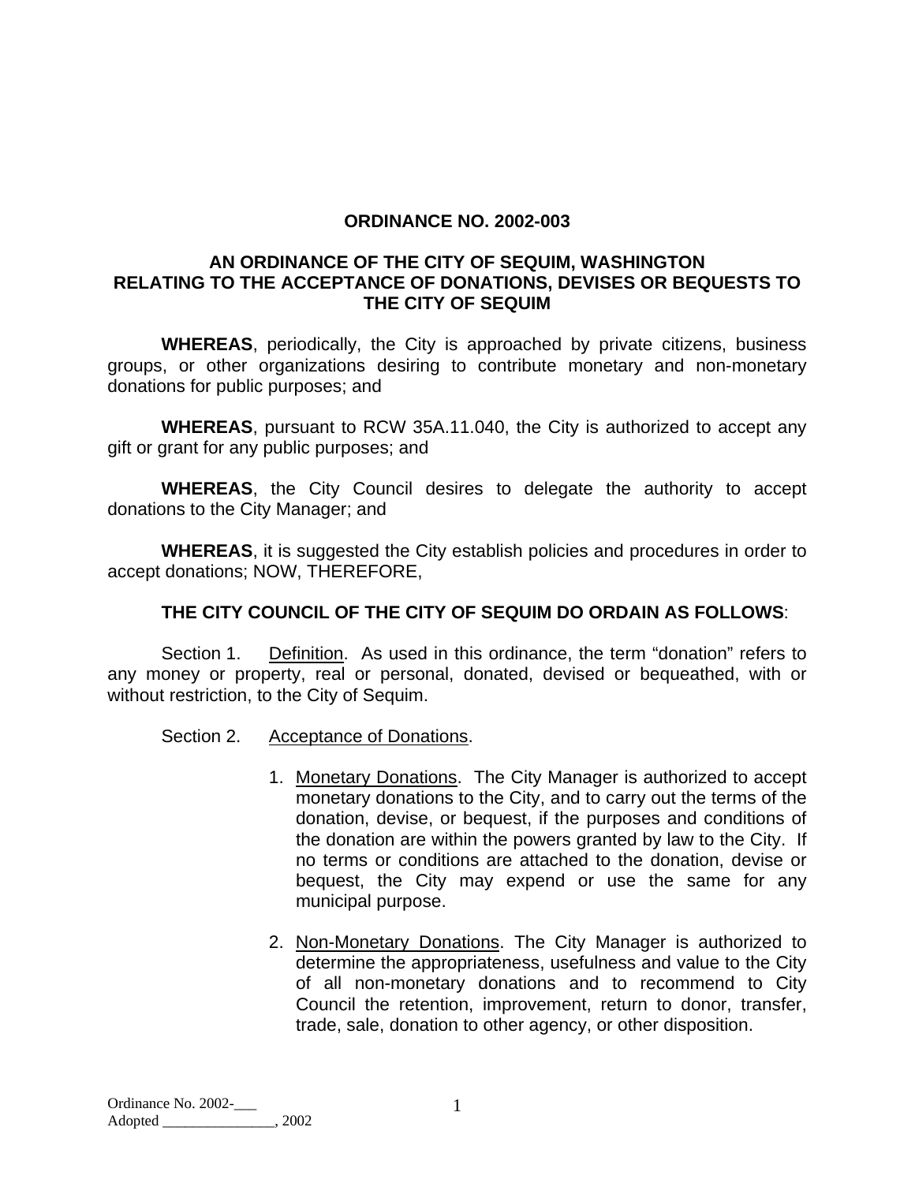# ORDINANCE NO. 2002-003

## AN ORDINANCE OF THE CITY OF SEQUIM, WASHINGTON RELATING TO THE ACCEPTANCE OF DONATIONS, DEVISES OR BEQUESTS TO THE CITY OF SEQUIM

**WHEREAS**, periodically, the City is approached by private citizens, business groups, or other organizations desiring to contribute monetary and non-monetary donations for public purposes; and

**WHEREAS**, pursuant to RCW 35A.11.040, the City is authorized to accept any gift or grant for any public purposes; and

**WHEREAS**, the City Council desires to delegate the authority to accept donations to the City Manager; and

**WHEREAS**, it is suggested the City establish policies and procedures in order to accept donations; NOW, THEREFORE,

**THE CITY COUNCIL OF THE CITY OF SEQUIM DO ORDAIN AS FOLLOWS**:

Section 1. Definition. As used in this ordinance, the term "donation" refers to any money or property, real or personal, donated, devised or bequeathed, with or without restriction, to the City of Sequim.

Section 2. Acceptance of Donations.

1. Monetary Donations. The City Manager is authorized to accept monetary donations to the City, and to carry out the terms of the donation, devise, or bequest, if the purposes and conditions of the donation are within the powers granted by law to the City. If no terms or conditions are attached to the donation, devise or bequest, the City may expend or use the same for any municipal purpose.

2. Non-Monetary Donations. The City Manager is authorized to determine the appropriateness, usefulness and value to the City of all non-monetary donations and to recommend to City Council the retention, improvement, return to donor, transfer, trade, sale, donation to other agency, or other disposition.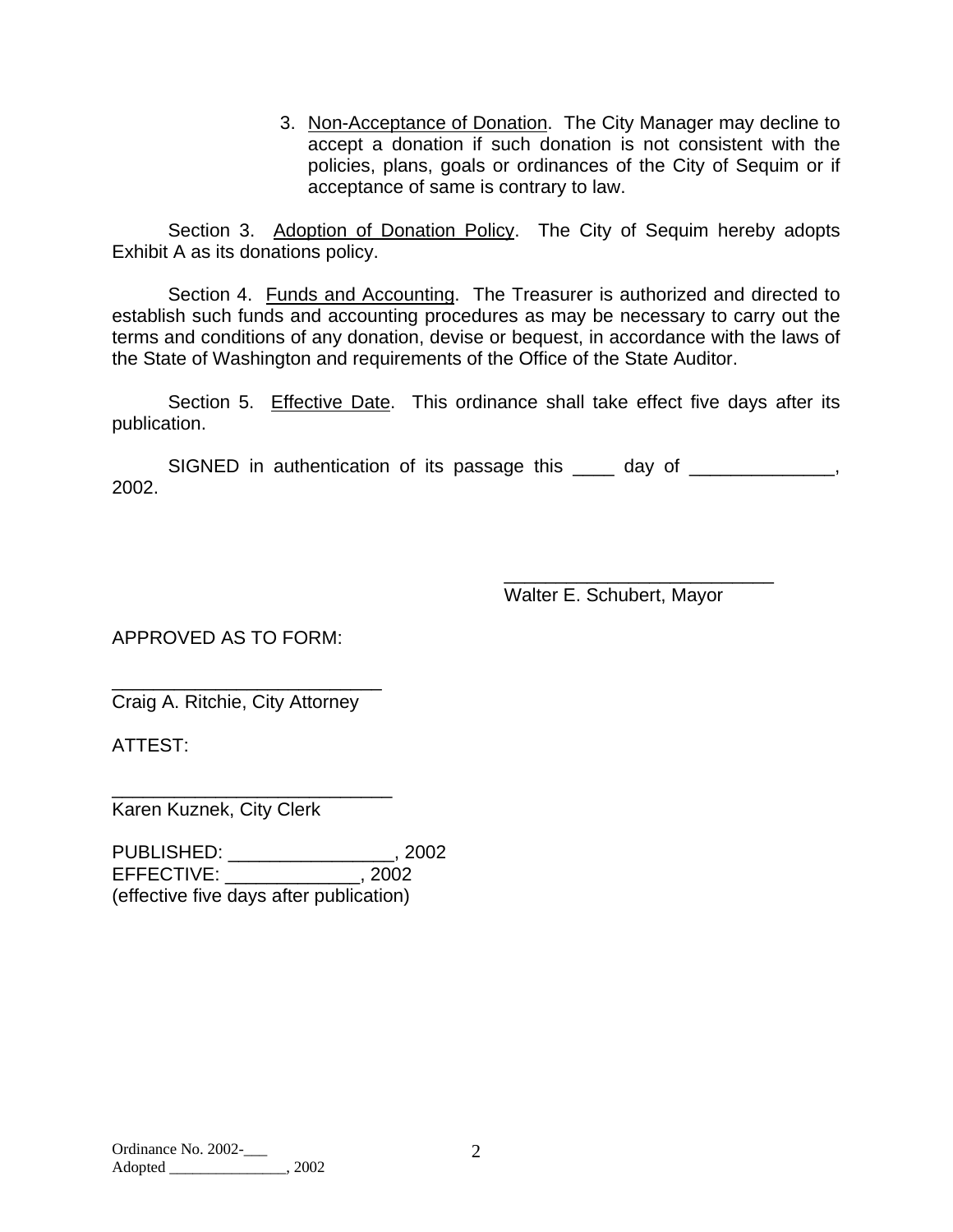3. Non-Acceptance of Donation. The City Manager may decline to accept a donation if such donation is not consistent with the policies, plans, goals or ordinances of the City of Sequim or if acceptance of same is contrary to law.

Section 3. Adoption of Donation Policy. The City of Sequim hereby adopts Exhibit A as its donations policy.

Section 4. Funds and Accounting. The Treasurer is authorized and directed to establish such funds and accounting procedures as may be necessary to carry out the terms and conditions of any donation, devise or bequest, in accordance with the laws of the State of Washington and requirements of the Office of the State Auditor.

Section 5. Effective Date. This ordinance shall take effect five days after its publication.

SIGNED in authentication of its passage this ____ day of ______________, 2002.

__________________________
Walter E. Schubert, Mayor

APPROVED AS TO FORM:

__________________________
Craig A. Ritchie, City Attorney

ATTEST:

___________________________
Karen Kuznek, City Clerk

PUBLISHED: ________________, 2002
EFFECTIVE: _____________, 2002
(effective five days after publication)

Ordinance No. 2002-___
Adopted _______________, 2002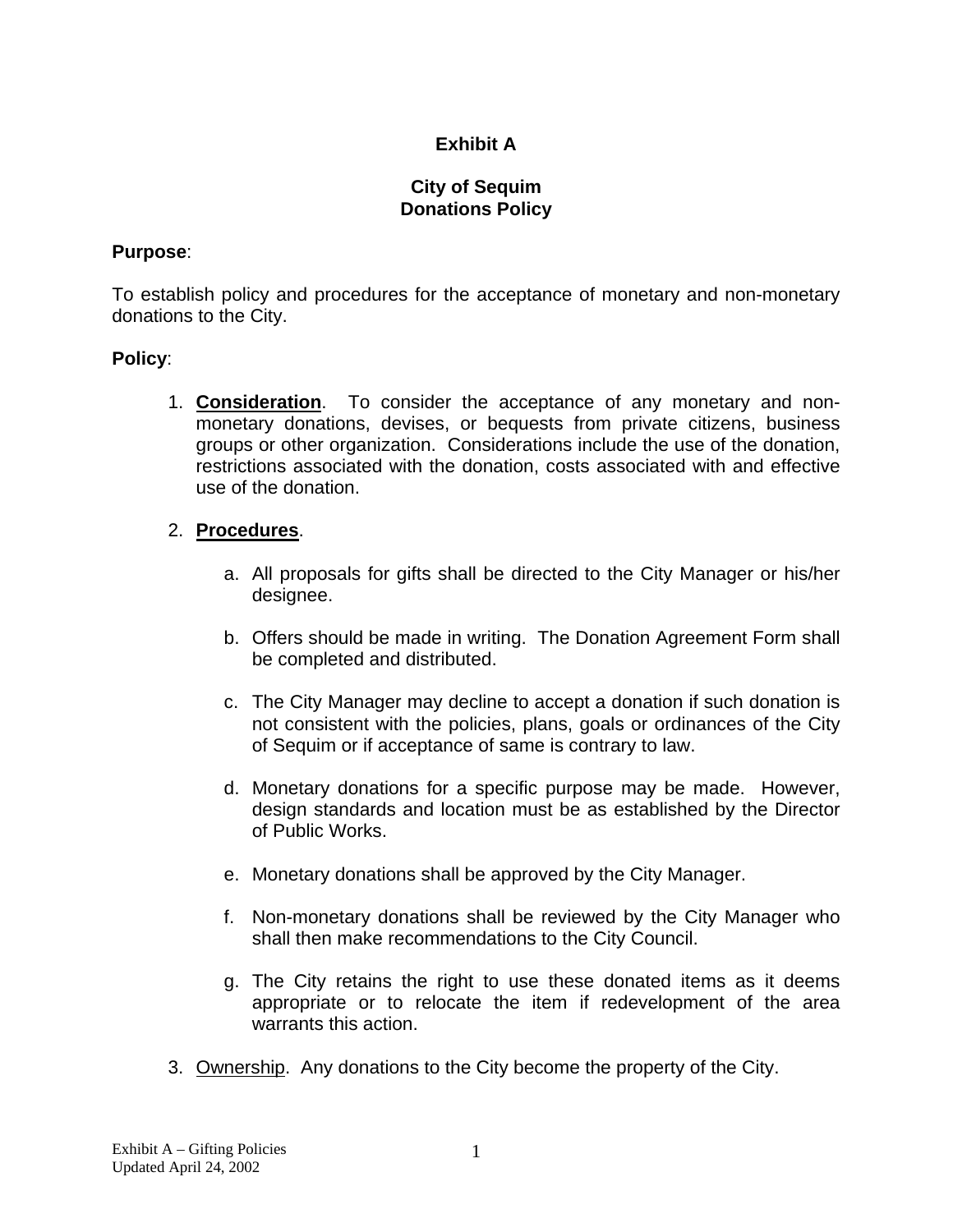**Exhibit A**

**City of Sequim**
**Donations Policy**

**Purpose**:

To establish policy and procedures for the acceptance of monetary and non-monetary donations to the City.

**Policy**:

1. **Consideration**. To consider the acceptance of any monetary and non-monetary donations, devises, or bequests from private citizens, business groups or other organization. Considerations include the use of the donation, restrictions associated with the donation, costs associated with and effective use of the donation.

2. **Procedures**.

   a. All proposals for gifts shall be directed to the City Manager or his/her designee.

   b. Offers should be made in writing. The Donation Agreement Form shall be completed and distributed.

   c. The City Manager may decline to accept a donation if such donation is not consistent with the policies, plans, goals or ordinances of the City of Sequim or if acceptance of same is contrary to law.

   d. Monetary donations for a specific purpose may be made. However, design standards and location must be as established by the Director of Public Works.

   e. Monetary donations shall be approved by the City Manager.

   f. Non-monetary donations shall be reviewed by the City Manager who shall then make recommendations to the City Council.

   g. The City retains the right to use these donated items as it deems appropriate or to relocate the item if redevelopment of the area warrants this action.

3. Ownership. Any donations to the City become the property of the City.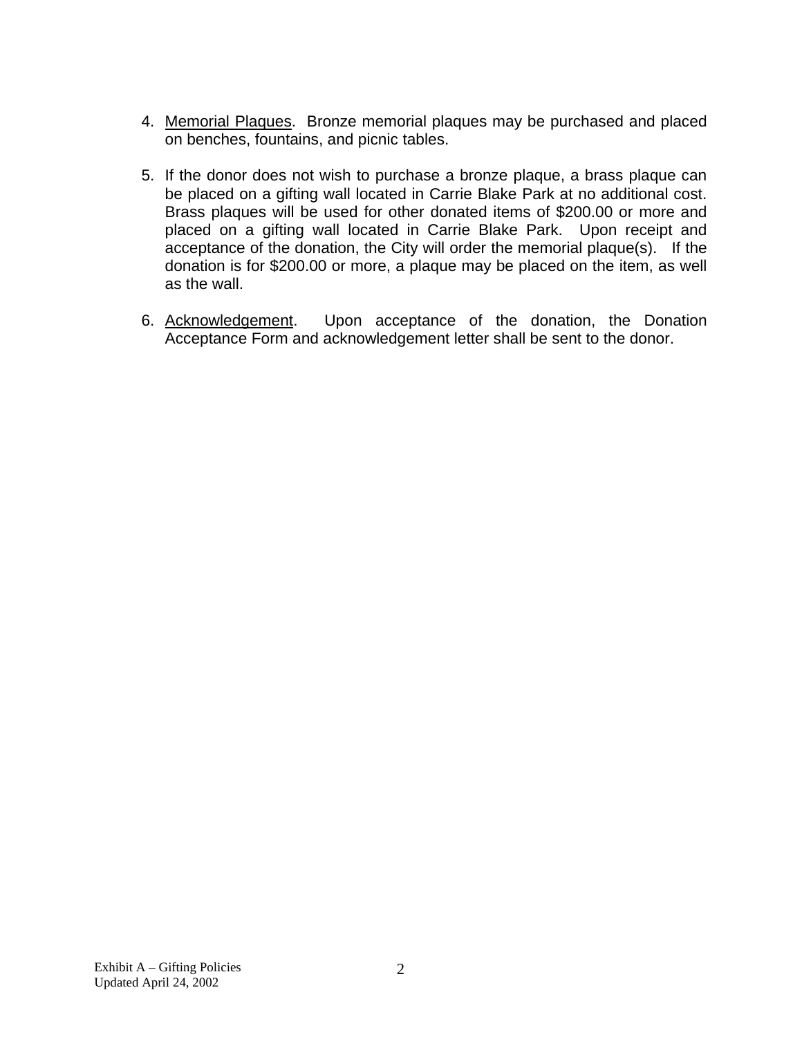4. Memorial Plaques. Bronze memorial plaques may be purchased and placed on benches, fountains, and picnic tables.

5. If the donor does not wish to purchase a bronze plaque, a brass plaque can be placed on a gifting wall located in Carrie Blake Park at no additional cost. Brass plaques will be used for other donated items of $200.00 or more and placed on a gifting wall located in Carrie Blake Park. Upon receipt and acceptance of the donation, the City will order the memorial plaque(s). If the donation is for $200.00 or more, a plaque may be placed on the item, as well as the wall.

6. Acknowledgement. Upon acceptance of the donation, the Donation Acceptance Form and acknowledgement letter shall be sent to the donor.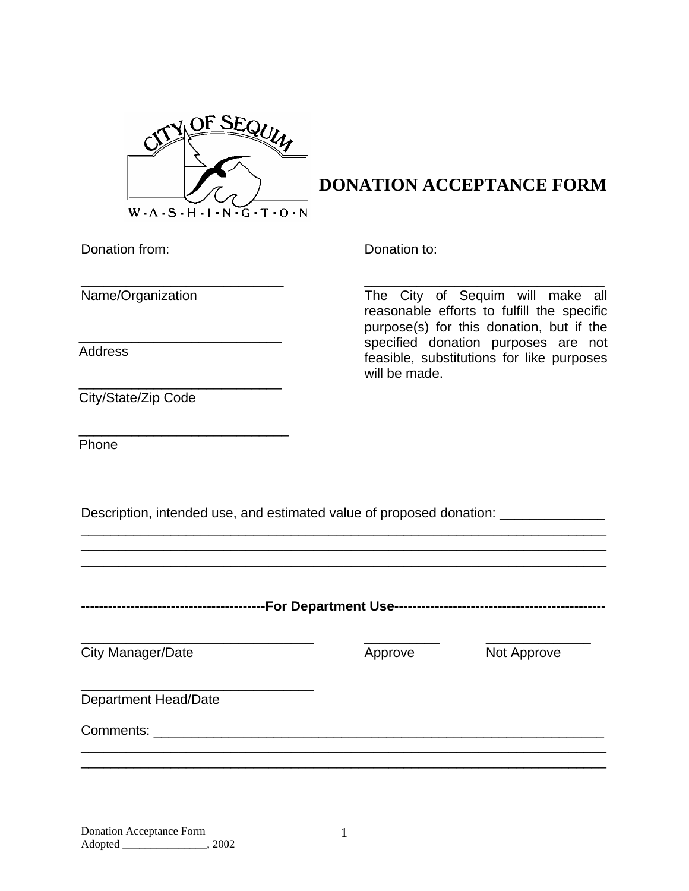# DONATION ACCEPTANCE FORM

Donation from:

___________________________
Name/Organization

___________________________
Address

___________________________
City/State/Zip Code

____________________________
Phone

Donation to:

________________________________
The City of Sequim will make all reasonable efforts to fulfill the specific purpose(s) for this donation, but if the specified donation purposes are not feasible, substitutions for like purposes will be made.

Description, intended use, and estimated value of proposed donation: ______________
_______________________________________________________________________
_______________________________________________________________________
_______________________________________________________________________

**----------------------------------------For Department Use----------------------------------------------**

_______________________________ __________ ______________
City Manager/Date Approve Not Approve

_______________________________
Department Head/Date

Comments: ____________________________________________________________
_______________________________________________________________________
_______________________________________________________________________

Donation Acceptance Form
Adopted _______________, 2002